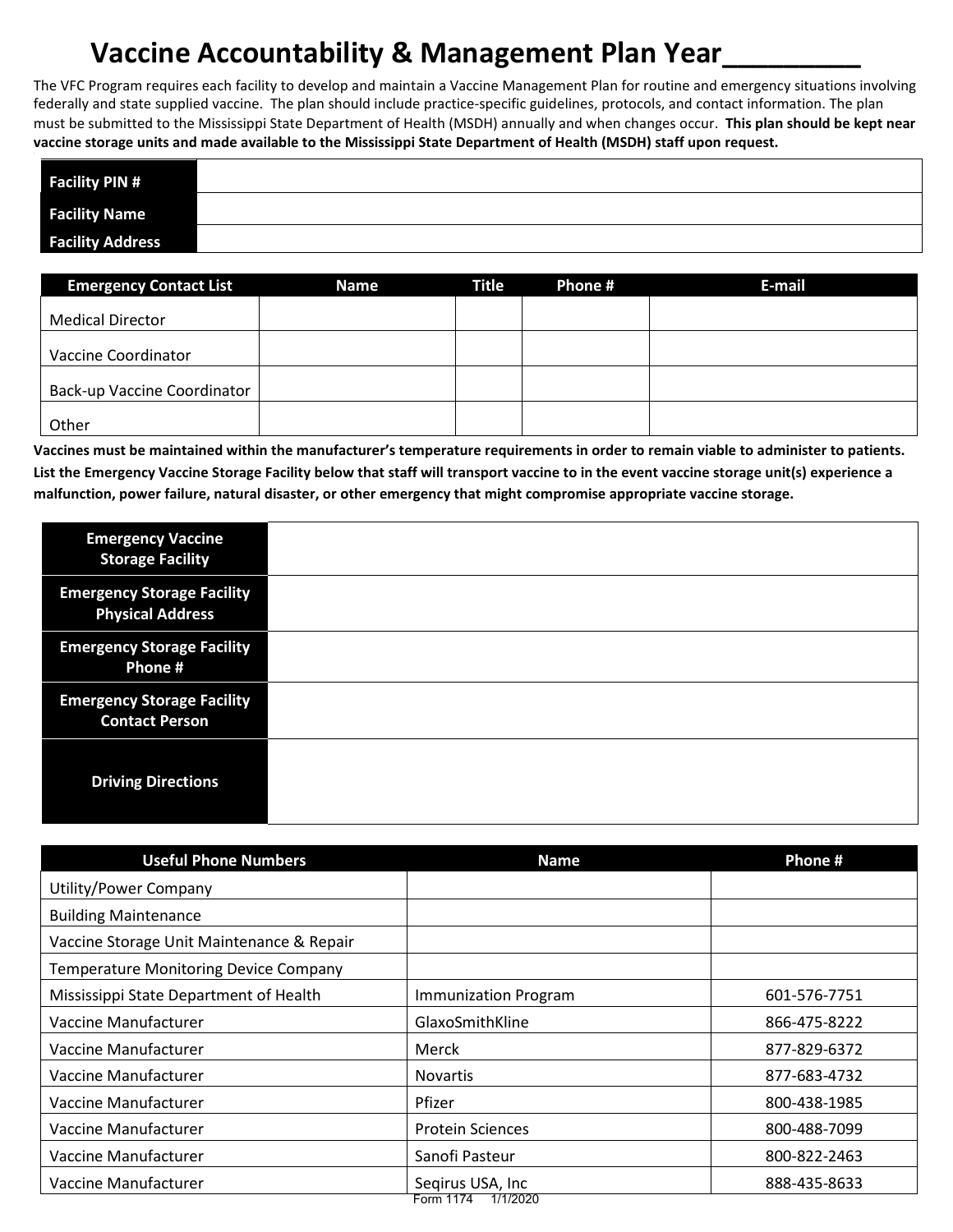# Vaccine Accountability & Management Plan Year________

The VFC Program requires each facility to develop and maintain a Vaccine Management Plan for routine and emergency situations involving federally and state supplied vaccine. The plan should include practice-specific guidelines, protocols, and contact information. The plan must be submitted to the Mississippi State Department of Health (MSDH) annually and when changes occur. **This plan should be kept near vaccine storage units and made available to the Mississippi State Department of Health (MSDH) staff upon request.**

| | |
|---|---|
| **Facility PIN #** | |
| **Facility Name** | |
| **Facility Address** | |

| Emergency Contact List | Name | Title | Phone # | E-mail |
|---|---|---|---|---|
| Medical Director | | | | |
| Vaccine Coordinator | | | | |
| Back-up Vaccine Coordinator | | | | |
| Other | | | | |

**Vaccines must be maintained within the manufacturer's temperature requirements in order to remain viable to administer to patients. List the Emergency Vaccine Storage Facility below that staff will transport vaccine to in the event vaccine storage unit(s) experience a malfunction, power failure, natural disaster, or other emergency that might compromise appropriate vaccine storage.**

| | |
|---|---|
| **Emergency Vaccine Storage Facility** | |
| **Emergency Storage Facility Physical Address** | |
| **Emergency Storage Facility Phone #** | |
| **Emergency Storage Facility Contact Person** | |
| **Driving Directions** | |

| Useful Phone Numbers | Name | Phone # |
|---|---|---|
| Utility/Power Company | | |
| Building Maintenance | | |
| Vaccine Storage Unit Maintenance & Repair | | |
| Temperature Monitoring Device Company | | |
| Mississippi State Department of Health | Immunization Program | 601-576-7751 |
| Vaccine Manufacturer | GlaxoSmithKline | 866-475-8222 |
| Vaccine Manufacturer | Merck | 877-829-6372 |
| Vaccine Manufacturer | Novartis | 877-683-4732 |
| Vaccine Manufacturer | Pfizer | 800-438-1985 |
| Vaccine Manufacturer | Protein Sciences | 800-488-7099 |
| Vaccine Manufacturer | Sanofi Pasteur | 800-822-2463 |
| Vaccine Manufacturer | Seqirus USA, Inc | 888-435-8633 |

Form 1174 1/1/2020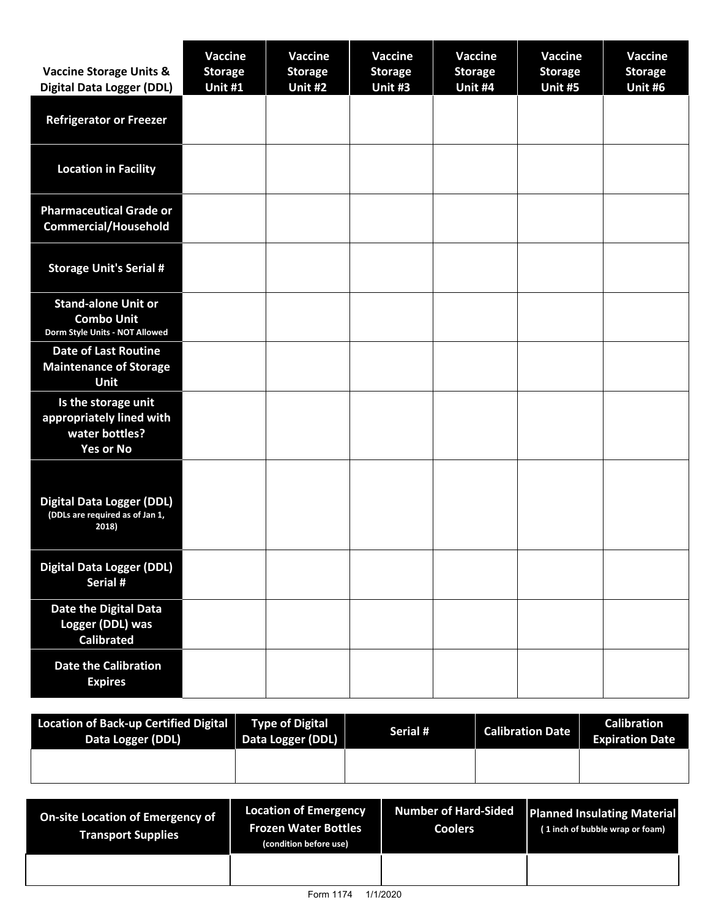| Vaccine Storage Units & Digital Data Logger (DDL) | Vaccine Storage Unit #1 | Vaccine Storage Unit #2 | Vaccine Storage Unit #3 | Vaccine Storage Unit #4 | Vaccine Storage Unit #5 | Vaccine Storage Unit #6 |
|---|---|---|---|---|---|---|
| Refrigerator or Freezer | | | | | | |
| Location in Facility | | | | | | |
| Pharmaceutical Grade or Commercial/Household | | | | | | |
| Storage Unit's Serial # | | | | | | |
| Stand-alone Unit or Combo Unit Dorm Style Units - NOT Allowed | | | | | | |
| Date of Last Routine Maintenance of Storage Unit | | | | | | |
| Is the storage unit appropriately lined with water bottles? Yes or No | | | | | | |
| Digital Data Logger (DDL) (DDLs are required as of Jan 1, 2018) | | | | | | |
| Digital Data Logger (DDL) Serial # | | | | | | |
| Date the Digital Data Logger (DDL) was Calibrated | | | | | | |
| Date the Calibration Expires | | | | | | |

| Location of Back-up Certified Digital Data Logger (DDL) | Type of Digital Data Logger (DDL) | Serial # | Calibration Date | Calibration Expiration Date |
|---|---|---|---|---|
| | | | | |

| On-site Location of Emergency of Transport Supplies | Location of Emergency Frozen Water Bottles (condition before use) | Number of Hard-Sided Coolers | Planned Insulating Material (1 inch of bubble wrap or foam) |
|---|---|---|---|
| | | | |

Form 1174 1/1/2020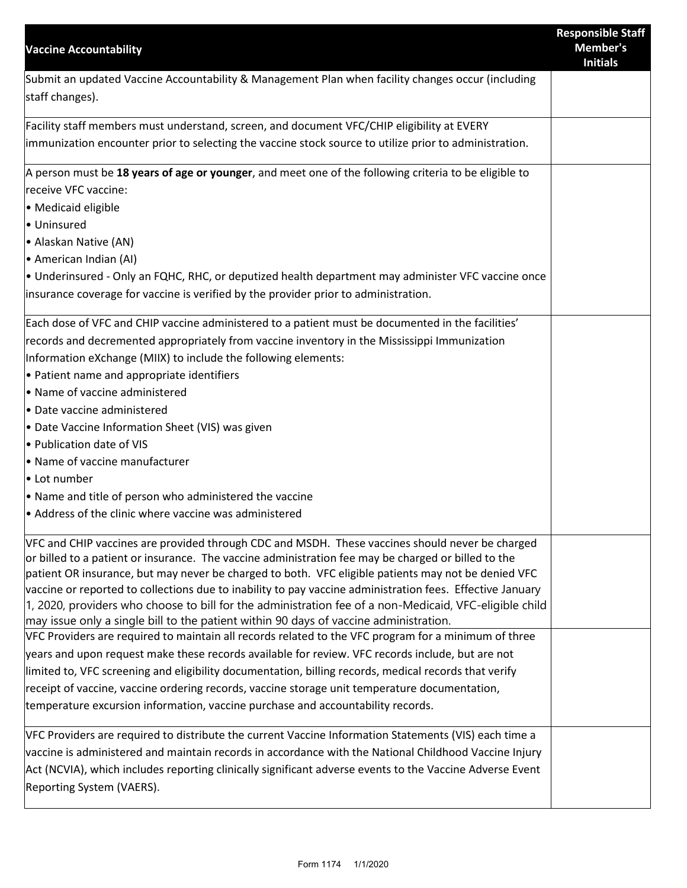| Vaccine Accountability | Responsible Staff Member's Initials |
|---|---|
| Submit an updated Vaccine Accountability & Management Plan when facility changes occur (including staff changes). | |
| Facility staff members must understand, screen, and document VFC/CHIP eligibility at EVERY immunization encounter prior to selecting the vaccine stock source to utilize prior to administration. | |
| A person must be **18 years of age or younger**, and meet one of the following criteria to be eligible to receive VFC vaccine:<br>• Medicaid eligible<br>• Uninsured<br>• Alaskan Native (AN)<br>• American Indian (AI)<br>• Underinsured - Only an FQHC, RHC, or deputized health department may administer VFC vaccine once insurance coverage for vaccine is verified by the provider prior to administration. | |
| Each dose of VFC and CHIP vaccine administered to a patient must be documented in the facilities' records and decremented appropriately from vaccine inventory in the Mississippi Immunization Information eXchange (MIIX) to include the following elements:<br>• Patient name and appropriate identifiers<br>• Name of vaccine administered<br>• Date vaccine administered<br>• Date Vaccine Information Sheet (VIS) was given<br>• Publication date of VIS<br>• Name of vaccine manufacturer<br>• Lot number<br>• Name and title of person who administered the vaccine<br>• Address of the clinic where vaccine was administered | |
| VFC and CHIP vaccines are provided through CDC and MSDH. These vaccines should never be charged or billed to a patient or insurance. The vaccine administration fee may be charged or billed to the patient OR insurance, but may never be charged to both. VFC eligible patients may not be denied VFC vaccine or reported to collections due to inability to pay vaccine administration fees. Effective January 1, 2020, providers who choose to bill for the administration fee of a non-Medicaid, VFC-eligible child may issue only a single bill to the patient within 90 days of vaccine administration. | |
| VFC Providers are required to maintain all records related to the VFC program for a minimum of three years and upon request make these records available for review. VFC records include, but are not limited to, VFC screening and eligibility documentation, billing records, medical records that verify receipt of vaccine, vaccine ordering records, vaccine storage unit temperature documentation, temperature excursion information, vaccine purchase and accountability records. | |
| VFC Providers are required to distribute the current Vaccine Information Statements (VIS) each time a vaccine is administered and maintain records in accordance with the National Childhood Vaccine Injury Act (NCVIA), which includes reporting clinically significant adverse events to the Vaccine Adverse Event Reporting System (VAERS). | |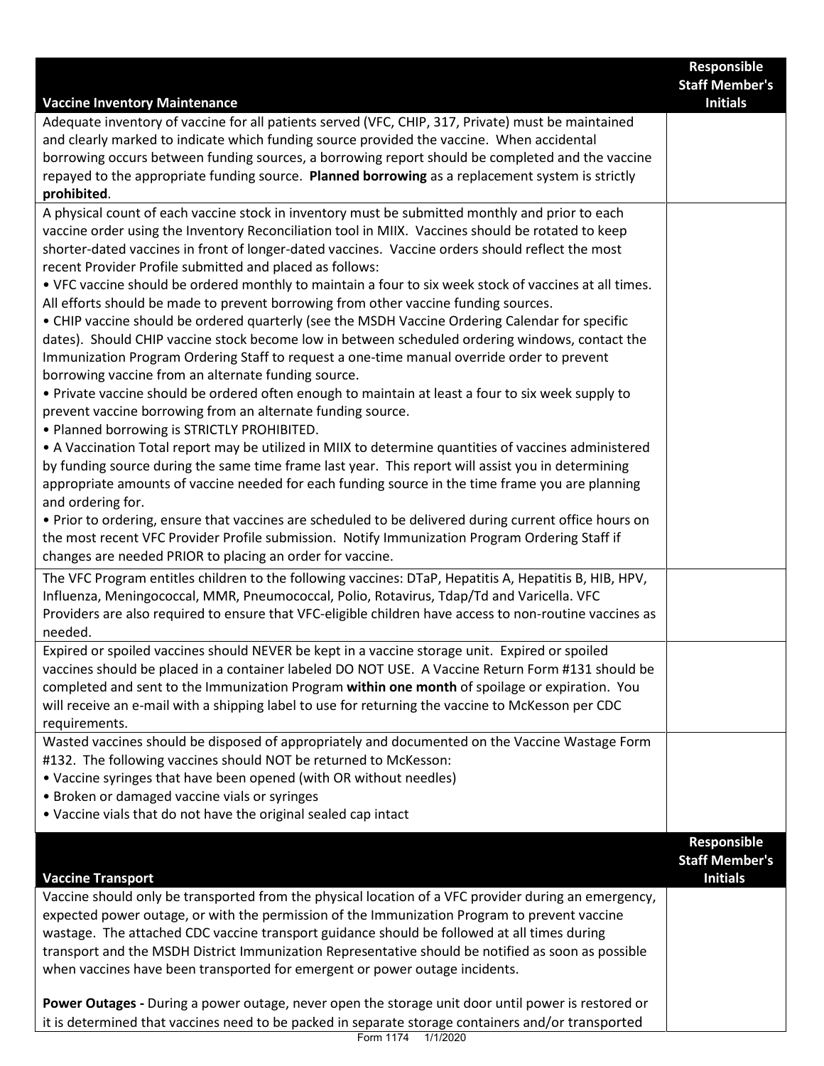| Vaccine Inventory Maintenance | Responsible Staff Member's Initials |
|---|---|
| Adequate inventory of vaccine for all patients served (VFC, CHIP, 317, Private) must be maintained and clearly marked to indicate which funding source provided the vaccine. When accidental borrowing occurs between funding sources, a borrowing report should be completed and the vaccine repayed to the appropriate funding source. **Planned borrowing** as a replacement system is strictly **prohibited**. | |
| A physical count of each vaccine stock in inventory must be submitted monthly and prior to each vaccine order using the Inventory Reconciliation tool in MIIX. Vaccines should be rotated to keep shorter-dated vaccines in front of longer-dated vaccines. Vaccine orders should reflect the most recent Provider Profile submitted and placed as follows:<br>• VFC vaccine should be ordered monthly to maintain a four to six week stock of vaccines at all times. All efforts should be made to prevent borrowing from other vaccine funding sources.<br>• CHIP vaccine should be ordered quarterly (see the MSDH Vaccine Ordering Calendar for specific dates). Should CHIP vaccine stock become low in between scheduled ordering windows, contact the Immunization Program Ordering Staff to request a one-time manual override order to prevent borrowing vaccine from an alternate funding source.<br>• Private vaccine should be ordered often enough to maintain at least a four to six week supply to prevent vaccine borrowing from an alternate funding source.<br>• Planned borrowing is STRICTLY PROHIBITED.<br>• A Vaccination Total report may be utilized in MIIX to determine quantities of vaccines administered by funding source during the same time frame last year. This report will assist you in determining appropriate amounts of vaccine needed for each funding source in the time frame you are planning and ordering for.<br>• Prior to ordering, ensure that vaccines are scheduled to be delivered during current office hours on the most recent VFC Provider Profile submission. Notify Immunization Program Ordering Staff if changes are needed PRIOR to placing an order for vaccine. | |
| The VFC Program entitles children to the following vaccines: DTaP, Hepatitis A, Hepatitis B, HIB, HPV, Influenza, Meningococcal, MMR, Pneumococcal, Polio, Rotavirus, Tdap/Td and Varicella. VFC Providers are also required to ensure that VFC-eligible children have access to non-routine vaccines as needed. | |
| Expired or spoiled vaccines should NEVER be kept in a vaccine storage unit. Expired or spoiled vaccines should be placed in a container labeled DO NOT USE. A Vaccine Return Form #131 should be completed and sent to the Immunization Program **within one month** of spoilage or expiration. You will receive an e-mail with a shipping label to use for returning the vaccine to McKesson per CDC requirements. | |
| Wasted vaccines should be disposed of appropriately and documented on the Vaccine Wastage Form #132. The following vaccines should NOT be returned to McKesson:<br>• Vaccine syringes that have been opened (with OR without needles)<br>• Broken or damaged vaccine vials or syringes<br>• Vaccine vials that do not have the original sealed cap intact | |

| Vaccine Transport | Responsible Staff Member's Initials |
|---|---|
| Vaccine should only be transported from the physical location of a VFC provider during an emergency, expected power outage, or with the permission of the Immunization Program to prevent vaccine wastage. The attached CDC vaccine transport guidance should be followed at all times during transport and the MSDH District Immunization Representative should be notified as soon as possible when vaccines have been transported for emergent or power outage incidents.<br><br>**Power Outages -** During a power outage, never open the storage unit door until power is restored or it is determined that vaccines need to be packed in separate storage containers and/or transported | |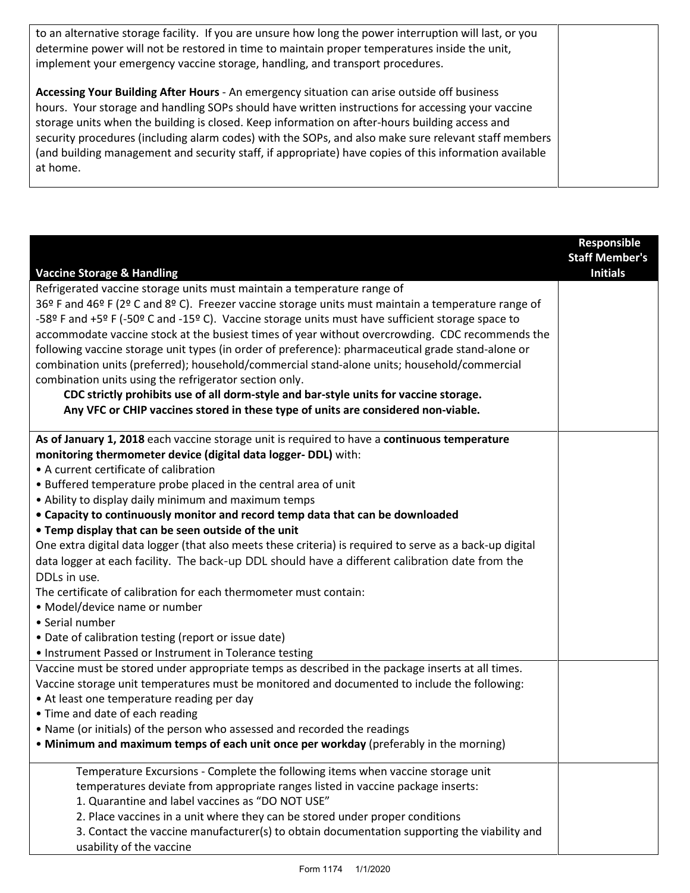| | |
|---|---|
| to an alternative storage facility. If you are unsure how long the power interruption will last, or you determine power will not be restored in time to maintain proper temperatures inside the unit, implement your emergency vaccine storage, handling, and transport procedures.<br><br>**Accessing Your Building After Hours** - An emergency situation can arise outside off business hours. Your storage and handling SOPs should have written instructions for accessing your vaccine storage units when the building is closed. Keep information on after-hours building access and security procedures (including alarm codes) with the SOPs, and also make sure relevant staff members (and building management and security staff, if appropriate) have copies of this information available at home. | |

| **Vaccine Storage & Handling** | **Responsible Staff Member's Initials** |
|---|---|
| Refrigerated vaccine storage units must maintain a temperature range of 36º F and 46º F (2º C and 8º C). Freezer vaccine storage units must maintain a temperature range of -58º F and +5º F (-50º C and -15º C). Vaccine storage units must have sufficient storage space to accommodate vaccine stock at the busiest times of year without overcrowding. CDC recommends the following vaccine storage unit types (in order of preference): pharmaceutical grade stand-alone or combination units (preferred); household/commercial stand-alone units; household/commercial combination units using the refrigerator section only.<br>**CDC strictly prohibits use of all dorm-style and bar-style units for vaccine storage.**<br>**Any VFC or CHIP vaccines stored in these type of units are considered non-viable.** | |
| **As of January 1, 2018** each vaccine storage unit is required to have a **continuous temperature monitoring thermometer device (digital data logger- DDL)** with:<br>• A current certificate of calibration<br>• Buffered temperature probe placed in the central area of unit<br>• Ability to display daily minimum and maximum temps<br>• **Capacity to continuously monitor and record temp data that can be downloaded**<br>• **Temp display that can be seen outside of the unit**<br>One extra digital data logger (that also meets these criteria) is required to serve as a back-up digital data logger at each facility. The back-up DDL should have a different calibration date from the DDLs in use.<br>The certificate of calibration for each thermometer must contain:<br>• Model/device name or number<br>• Serial number<br>• Date of calibration testing (report or issue date)<br>• Instrument Passed or Instrument in Tolerance testing | |
| Vaccine must be stored under appropriate temps as described in the package inserts at all times. Vaccine storage unit temperatures must be monitored and documented to include the following:<br>• At least one temperature reading per day<br>• Time and date of each reading<br>• Name (or initials) of the person who assessed and recorded the readings<br>• **Minimum and maximum temps of each unit once per workday** (preferably in the morning) | |
| Temperature Excursions - Complete the following items when vaccine storage unit temperatures deviate from appropriate ranges listed in vaccine package inserts:<br>1. Quarantine and label vaccines as "DO NOT USE"<br>2. Place vaccines in a unit where they can be stored under proper conditions<br>3. Contact the vaccine manufacturer(s) to obtain documentation supporting the viability and usability of the vaccine | |

Form 1174 1/1/2020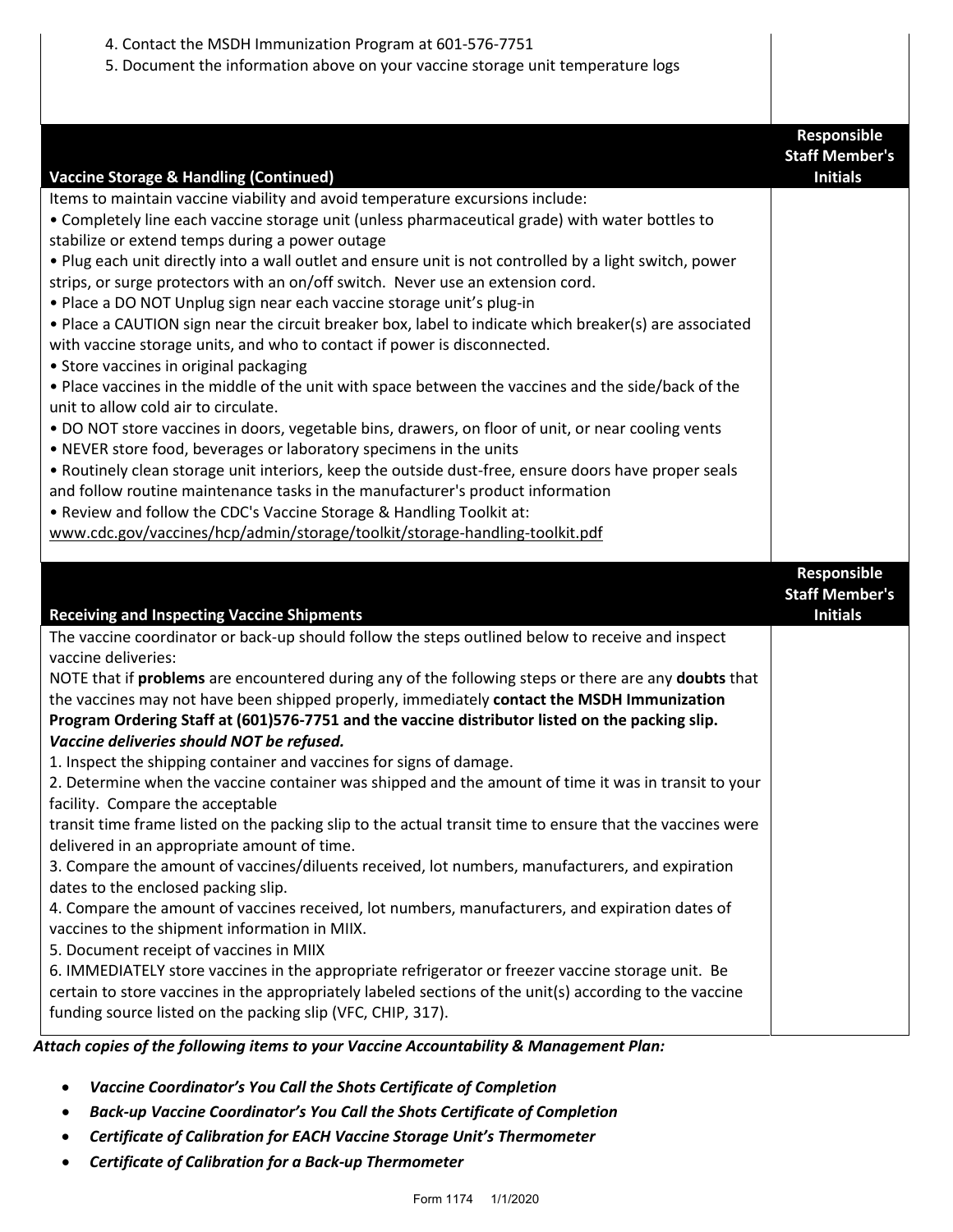| | |
|---|---|
| 4. Contact the MSDH Immunization Program at 601-576-7751<br>5. Document the information above on your vaccine storage unit temperature logs | |

| Vaccine Storage & Handling (Continued) | Responsible Staff Member's Initials |
|---|---|
| Items to maintain vaccine viability and avoid temperature excursions include:<br>• Completely line each vaccine storage unit (unless pharmaceutical grade) with water bottles to stabilize or extend temps during a power outage<br>• Plug each unit directly into a wall outlet and ensure unit is not controlled by a light switch, power strips, or surge protectors with an on/off switch. Never use an extension cord.<br>• Place a DO NOT Unplug sign near each vaccine storage unit's plug-in<br>• Place a CAUTION sign near the circuit breaker box, label to indicate which breaker(s) are associated with vaccine storage units, and who to contact if power is disconnected.<br>• Store vaccines in original packaging<br>• Place vaccines in the middle of the unit with space between the vaccines and the side/back of the unit to allow cold air to circulate.<br>• DO NOT store vaccines in doors, vegetable bins, drawers, on floor of unit, or near cooling vents<br>• NEVER store food, beverages or laboratory specimens in the units<br>• Routinely clean storage unit interiors, keep the outside dust-free, ensure doors have proper seals and follow routine maintenance tasks in the manufacturer's product information<br>• Review and follow the CDC's Vaccine Storage & Handling Toolkit at: www.cdc.gov/vaccines/hcp/admin/storage/toolkit/storage-handling-toolkit.pdf | |

| Receiving and Inspecting Vaccine Shipments | Responsible Staff Member's Initials |
|---|---|
| The vaccine coordinator or back-up should follow the steps outlined below to receive and inspect vaccine deliveries:<br>NOTE that if **problems** are encountered during any of the following steps or there are any **doubts** that the vaccines may not have been shipped properly, immediately **contact the MSDH Immunization Program Ordering Staff at (601)576-7751 and the vaccine distributor listed on the packing slip.** ***Vaccine deliveries should NOT be refused.***<br>1. Inspect the shipping container and vaccines for signs of damage.<br>2. Determine when the vaccine container was shipped and the amount of time it was in transit to your facility. Compare the acceptable transit time frame listed on the packing slip to the actual transit time to ensure that the vaccines were delivered in an appropriate amount of time.<br>3. Compare the amount of vaccines/diluents received, lot numbers, manufacturers, and expiration dates to the enclosed packing slip.<br>4. Compare the amount of vaccines received, lot numbers, manufacturers, and expiration dates of vaccines to the shipment information in MIIX.<br>5. Document receipt of vaccines in MIIX<br>6. IMMEDIATELY store vaccines in the appropriate refrigerator or freezer vaccine storage unit. Be certain to store vaccines in the appropriately labeled sections of the unit(s) according to the vaccine funding source listed on the packing slip (VFC, CHIP, 317). | |

***Attach copies of the following items to your Vaccine Accountability & Management Plan:***

- ***Vaccine Coordinator's You Call the Shots Certificate of Completion***
- ***Back-up Vaccine Coordinator's You Call the Shots Certificate of Completion***
- ***Certificate of Calibration for EACH Vaccine Storage Unit's Thermometer***
- ***Certificate of Calibration for a Back-up Thermometer***

Form 1174 1/1/2020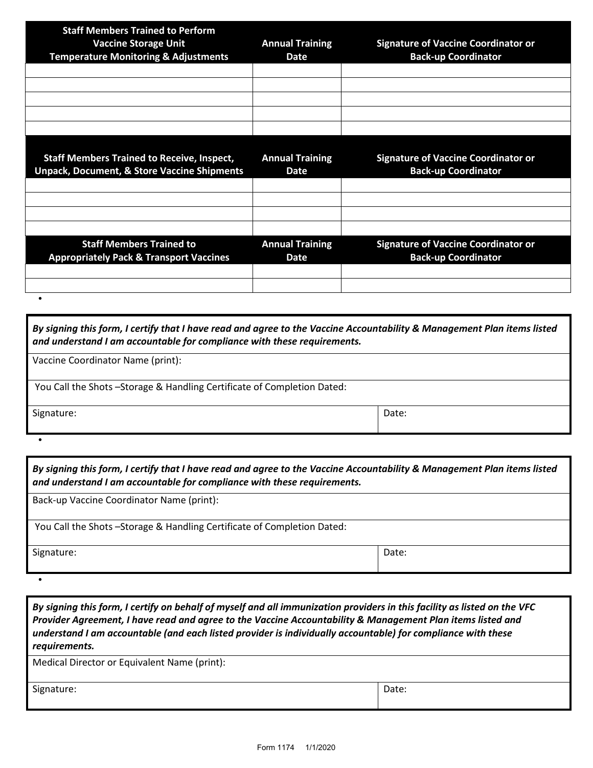| Staff Members Trained to Perform Vaccine Storage Unit Temperature Monitoring & Adjustments | Annual Training Date | Signature of Vaccine Coordinator or Back-up Coordinator |
|---|---|---|
| | | |
| | | |
| | | |
| | | |
| | | |

| Staff Members Trained to Receive, Inspect, Unpack, Document, & Store Vaccine Shipments | Annual Training Date | Signature of Vaccine Coordinator or Back-up Coordinator |
|---|---|---|
| | | |
| | | |
| | | |
| | | |

| Staff Members Trained to Appropriately Pack & Transport Vaccines | Annual Training Date | Signature of Vaccine Coordinator or Back-up Coordinator |
|---|---|---|
| | | |
| | | |

***By signing this form, I certify that I have read and agree to the Vaccine Accountability & Management Plan items listed and understand I am accountable for compliance with these requirements.***

Vaccine Coordinator Name (print):

You Call the Shots –Storage & Handling Certificate of Completion Dated:

| Signature: | Date: |
|---|---|

***By signing this form, I certify that I have read and agree to the Vaccine Accountability & Management Plan items listed and understand I am accountable for compliance with these requirements.***

Back-up Vaccine Coordinator Name (print):

You Call the Shots –Storage & Handling Certificate of Completion Dated:

| Signature: | Date: |
|---|---|

***By signing this form, I certify on behalf of myself and all immunization providers in this facility as listed on the VFC Provider Agreement, I have read and agree to the Vaccine Accountability & Management Plan items listed and understand I am accountable (and each listed provider is individually accountable) for compliance with these requirements.***

Medical Director or Equivalent Name (print):

| Signature: | Date: |
|---|---|

Form 1174 1/1/2020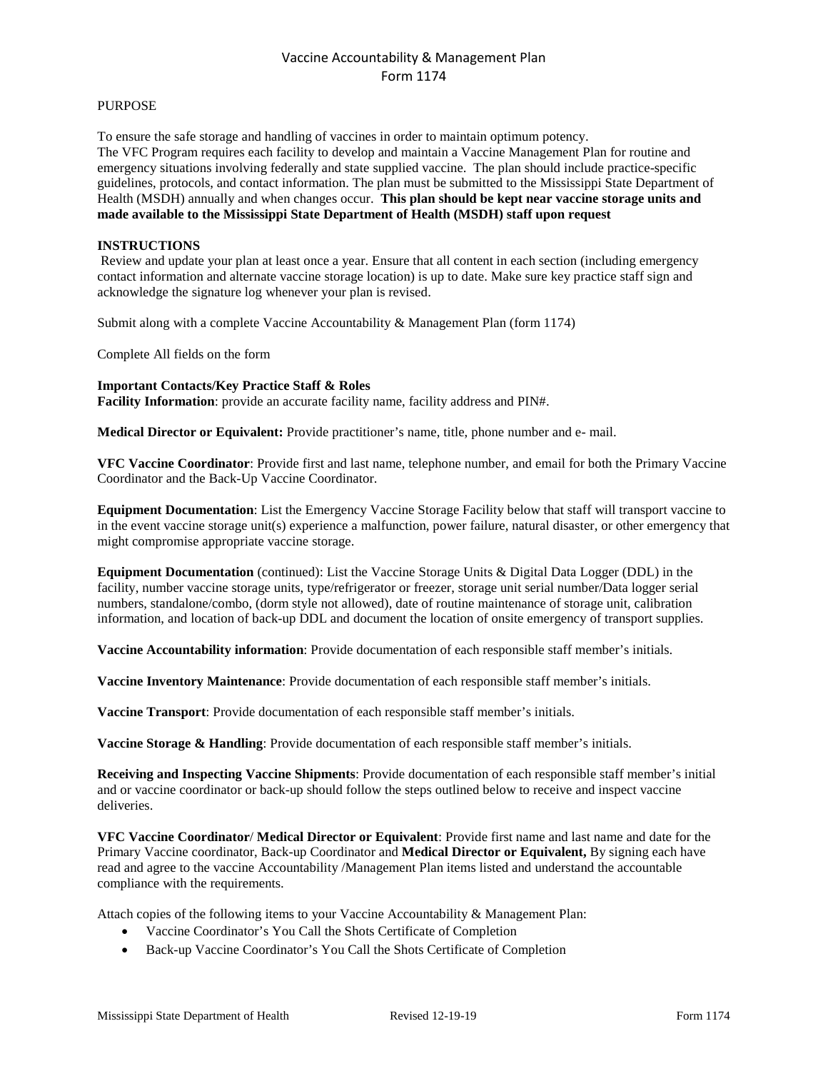# Vaccine Accountability & Management Plan
## Form 1174

PURPOSE

To ensure the safe storage and handling of vaccines in order to maintain optimum potency.
The VFC Program requires each facility to develop and maintain a Vaccine Management Plan for routine and emergency situations involving federally and state supplied vaccine. The plan should include practice-specific guidelines, protocols, and contact information. The plan must be submitted to the Mississippi State Department of Health (MSDH) annually and when changes occur. **This plan should be kept near vaccine storage units and made available to the Mississippi State Department of Health (MSDH) staff upon request**

**INSTRUCTIONS**

Review and update your plan at least once a year. Ensure that all content in each section (including emergency contact information and alternate vaccine storage location) is up to date. Make sure key practice staff sign and acknowledge the signature log whenever your plan is revised.

Submit along with a complete Vaccine Accountability & Management Plan (form 1174)

Complete All fields on the form

**Important Contacts/Key Practice Staff & Roles**
**Facility Information**: provide an accurate facility name, facility address and PIN#.

**Medical Director or Equivalent:** Provide practitioner's name, title, phone number and e- mail.

**VFC Vaccine Coordinator**: Provide first and last name, telephone number, and email for both the Primary Vaccine Coordinator and the Back-Up Vaccine Coordinator.

**Equipment Documentation**: List the Emergency Vaccine Storage Facility below that staff will transport vaccine to in the event vaccine storage unit(s) experience a malfunction, power failure, natural disaster, or other emergency that might compromise appropriate vaccine storage.

**Equipment Documentation** (continued): List the Vaccine Storage Units & Digital Data Logger (DDL) in the facility, number vaccine storage units, type/refrigerator or freezer, storage unit serial number/Data logger serial numbers, standalone/combo, (dorm style not allowed), date of routine maintenance of storage unit, calibration information, and location of back-up DDL and document the location of onsite emergency of transport supplies.

**Vaccine Accountability information**: Provide documentation of each responsible staff member's initials.

**Vaccine Inventory Maintenance**: Provide documentation of each responsible staff member's initials.

**Vaccine Transport**: Provide documentation of each responsible staff member's initials.

**Vaccine Storage & Handling**: Provide documentation of each responsible staff member's initials.

**Receiving and Inspecting Vaccine Shipments**: Provide documentation of each responsible staff member's initial and or vaccine coordinator or back-up should follow the steps outlined below to receive and inspect vaccine deliveries.

**VFC Vaccine Coordinator**/ **Medical Director or Equivalent**: Provide first name and last name and date for the Primary Vaccine coordinator, Back-up Coordinator and **Medical Director or Equivalent,** By signing each have read and agree to the vaccine Accountability /Management Plan items listed and understand the accountable compliance with the requirements.

Attach copies of the following items to your Vaccine Accountability & Management Plan:

- Vaccine Coordinator's You Call the Shots Certificate of Completion
- Back-up Vaccine Coordinator's You Call the Shots Certificate of Completion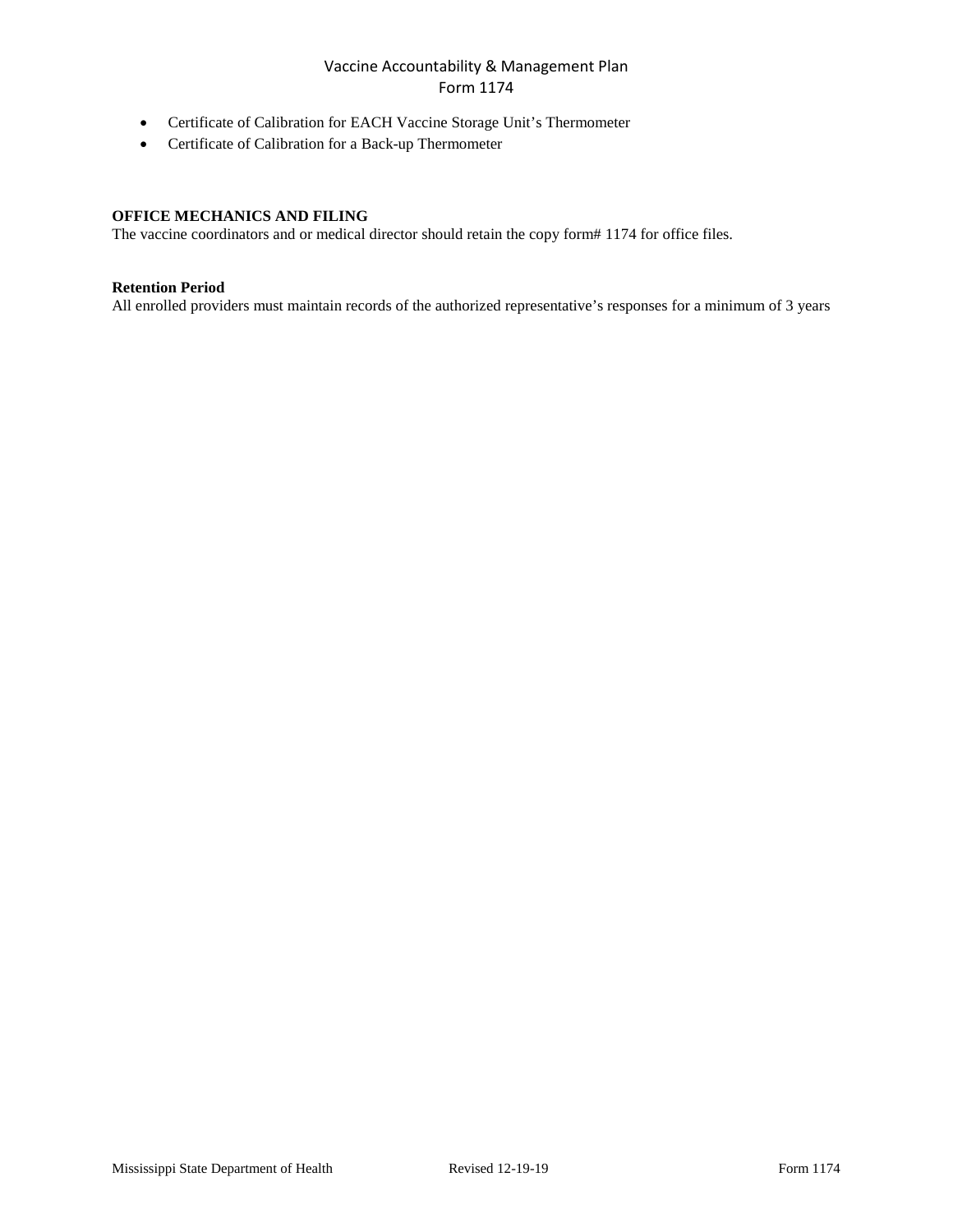- Certificate of Calibration for EACH Vaccine Storage Unit's Thermometer
- Certificate of Calibration for a Back-up Thermometer

**OFFICE MECHANICS AND FILING**

The vaccine coordinators and or medical director should retain the copy form# 1174 for office files.

**Retention Period**

All enrolled providers must maintain records of the authorized representative's responses for a minimum of 3 years